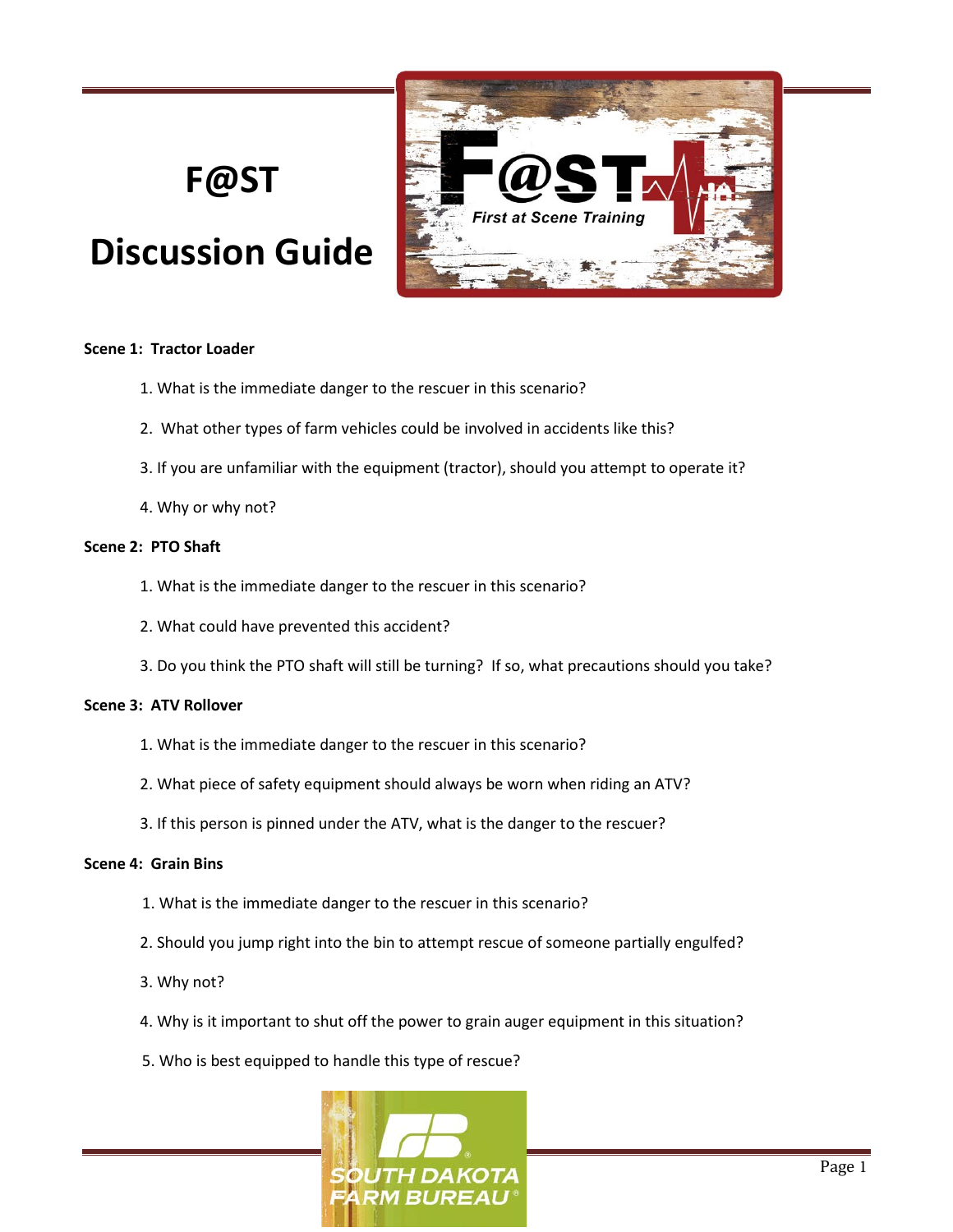# F@ST

# Discussion Guide

**Scene 1: Tractor Loader**

1. What is the immediate danger to the rescuer in this scenario?
2. What other types of farm vehicles could be involved in accidents like this?
3. If you are unfamiliar with the equipment (tractor), should you attempt to operate it?
4. Why or why not?

**Scene 2: PTO Shaft**

1. What is the immediate danger to the rescuer in this scenario?
2. What could have prevented this accident?
3. Do you think the PTO shaft will still be turning? If so, what precautions should you take?

**Scene 3: ATV Rollover**

1. What is the immediate danger to the rescuer in this scenario?
2. What piece of safety equipment should always be worn when riding an ATV?
3. If this person is pinned under the ATV, what is the danger to the rescuer?

**Scene 4: Grain Bins**

1. What is the immediate danger to the rescuer in this scenario?
2. Should you jump right into the bin to attempt rescue of someone partially engulfed?
3. Why not?
4. Why is it important to shut off the power to grain auger equipment in this situation?
5. Who is best equipped to handle this type of rescue?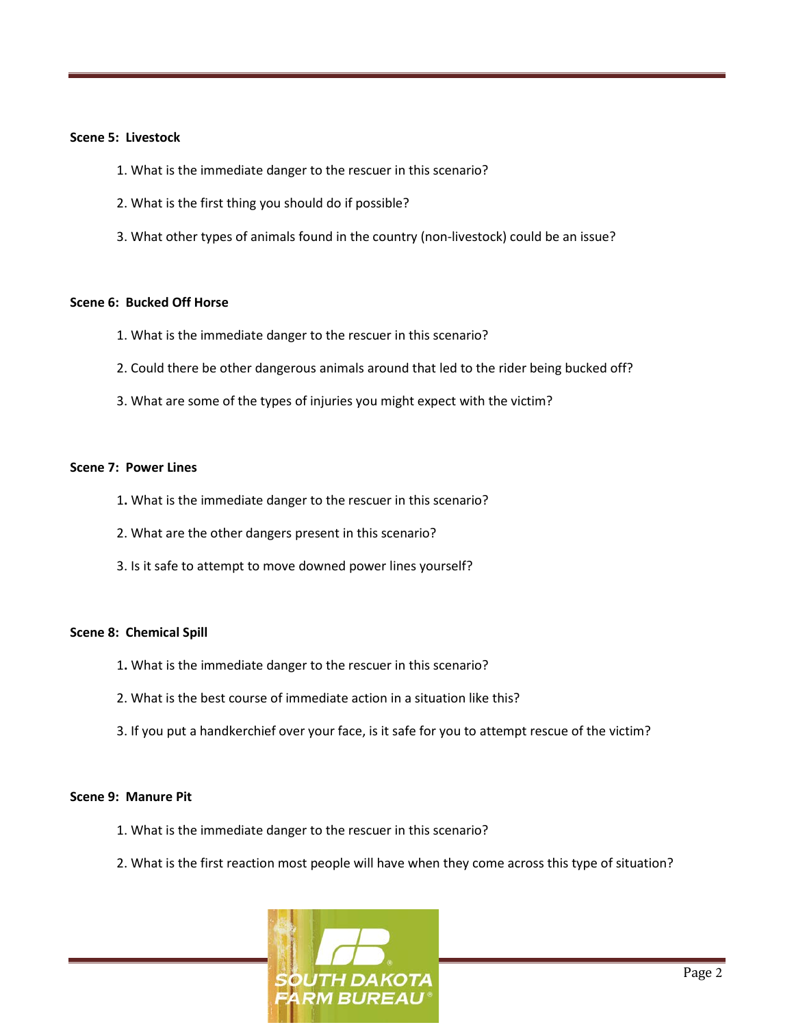**Scene 5: Livestock**

1. What is the immediate danger to the rescuer in this scenario?
2. What is the first thing you should do if possible?
3. What other types of animals found in the country (non-livestock) could be an issue?

**Scene 6: Bucked Off Horse**

1. What is the immediate danger to the rescuer in this scenario?
2. Could there be other dangerous animals around that led to the rider being bucked off?
3. What are some of the types of injuries you might expect with the victim?

**Scene 7: Power Lines**

1. What is the immediate danger to the rescuer in this scenario?
2. What are the other dangers present in this scenario?
3. Is it safe to attempt to move downed power lines yourself?

**Scene 8: Chemical Spill**

1. What is the immediate danger to the rescuer in this scenario?
2. What is the best course of immediate action in a situation like this?
3. If you put a handkerchief over your face, is it safe for you to attempt rescue of the victim?

**Scene 9: Manure Pit**

1. What is the immediate danger to the rescuer in this scenario?
2. What is the first reaction most people will have when they come across this type of situation?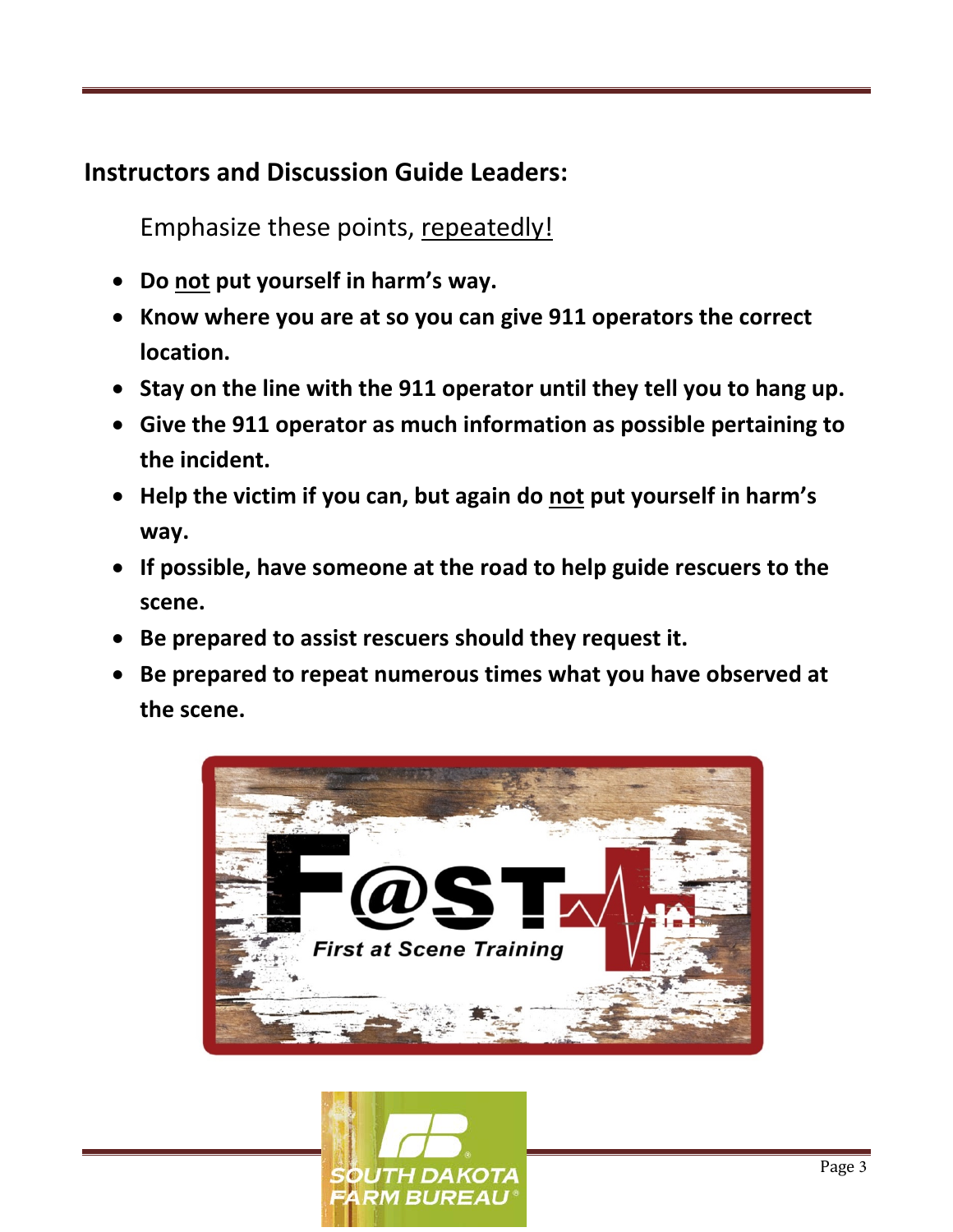## Instructors and Discussion Guide Leaders:

Emphasize these points, repeatedly!

- **Do not put yourself in harm's way.**
- **Know where you are at so you can give 911 operators the correct location.**
- **Stay on the line with the 911 operator until they tell you to hang up.**
- **Give the 911 operator as much information as possible pertaining to the incident.**
- **Help the victim if you can, but again do not put yourself in harm's way.**
- **If possible, have someone at the road to help guide rescuers to the scene.**
- **Be prepared to assist rescuers should they request it.**
- **Be prepared to repeat numerous times what you have observed at the scene.**

F@ST
First at Scene Training